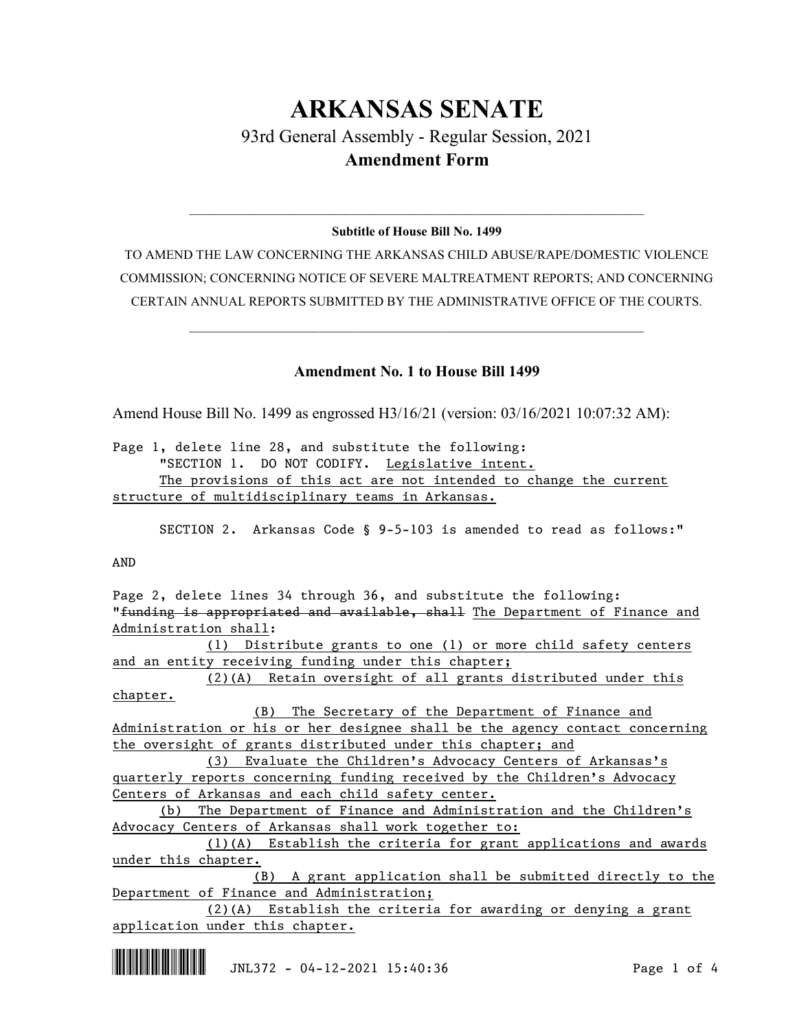# ARKANSAS SENATE

## 93rd General Assembly - Regular Session, 2021

## Amendment Form

---

**Subtitle of House Bill No. 1499**

TO AMEND THE LAW CONCERNING THE ARKANSAS CHILD ABUSE/RAPE/DOMESTIC VIOLENCE COMMISSION; CONCERNING NOTICE OF SEVERE MALTREATMENT REPORTS; AND CONCERNING CERTAIN ANNUAL REPORTS SUBMITTED BY THE ADMINISTRATIVE OFFICE OF THE COURTS.

---

### Amendment No. 1 to House Bill 1499

Amend House Bill No. 1499 as engrossed H3/16/21 (version: 03/16/2021 10:07:32 AM):

Page 1, delete line 28, and substitute the following:

"SECTION 1. DO NOT CODIFY. Legislative intent.

The provisions of this act are not intended to change the current structure of multidisciplinary teams in Arkansas.

SECTION 2. Arkansas Code § 9-5-103 is amended to read as follows:"

AND

Page 2, delete lines 34 through 36, and substitute the following:

"~~funding is appropriated and available, shall~~ The Department of Finance and Administration shall:

(1) Distribute grants to one (1) or more child safety centers and an entity receiving funding under this chapter;

(2)(A) Retain oversight of all grants distributed under this chapter.

(B) The Secretary of the Department of Finance and Administration or his or her designee shall be the agency contact concerning the oversight of grants distributed under this chapter; and

(3) Evaluate the Children's Advocacy Centers of Arkansas's quarterly reports concerning funding received by the Children's Advocacy Centers of Arkansas and each child safety center.

(b) The Department of Finance and Administration and the Children's Advocacy Centers of Arkansas shall work together to:

(1)(A) Establish the criteria for grant applications and awards under this chapter.

(B) A grant application shall be submitted directly to the Department of Finance and Administration;

(2)(A) Establish the criteria for awarding or denying a grant application under this chapter.

JNL372 - 04-12-2021 15:40:36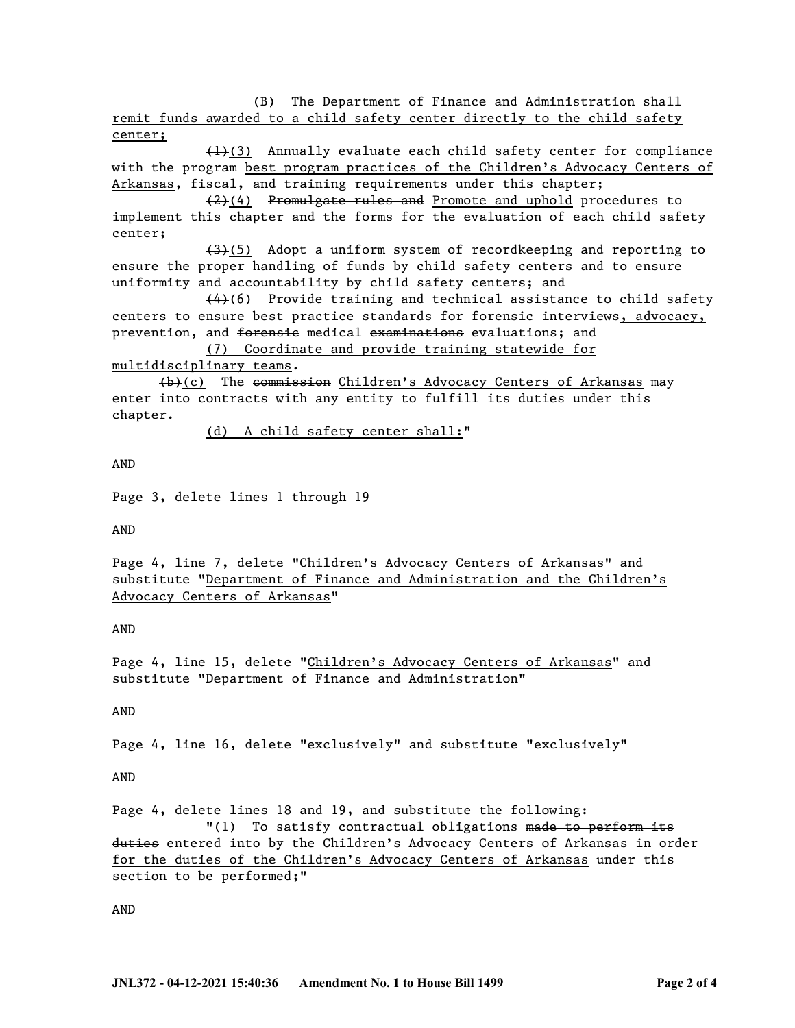(B) The Department of Finance and Administration shall remit funds awarded to a child safety center directly to the child safety center;

~~(1)~~(3) Annually evaluate each child safety center for compliance with the ~~program~~ best program practices of the Children's Advocacy Centers of Arkansas, fiscal, and training requirements under this chapter;

~~(2)~~(4) ~~Promulgate rules and~~ Promote and uphold procedures to implement this chapter and the forms for the evaluation of each child safety center;

~~(3)~~(5) Adopt a uniform system of recordkeeping and reporting to ensure the proper handling of funds by child safety centers and to ensure uniformity and accountability by child safety centers; ~~and~~

~~(4)~~(6) Provide training and technical assistance to child safety centers to ensure best practice standards for forensic interviews, advocacy, prevention, and ~~forensic~~ medical ~~examinations~~ evaluations; and

(7) Coordinate and provide training statewide for multidisciplinary teams.

~~(b)~~(c) The ~~commission~~ Children's Advocacy Centers of Arkansas may enter into contracts with any entity to fulfill its duties under this chapter.

(d) A child safety center shall:"

AND

Page 3, delete lines 1 through 19

AND

Page 4, line 7, delete "Children's Advocacy Centers of Arkansas" and substitute "Department of Finance and Administration and the Children's Advocacy Centers of Arkansas"

AND

Page 4, line 15, delete "Children's Advocacy Centers of Arkansas" and substitute "Department of Finance and Administration"

AND

Page 4, line 16, delete "exclusively" and substitute "~~exclusively~~"

AND

Page 4, delete lines 18 and 19, and substitute the following:

"(1) To satisfy contractual obligations ~~made to perform its duties~~ entered into by the Children's Advocacy Centers of Arkansas in order for the duties of the Children's Advocacy Centers of Arkansas under this section to be performed;"

AND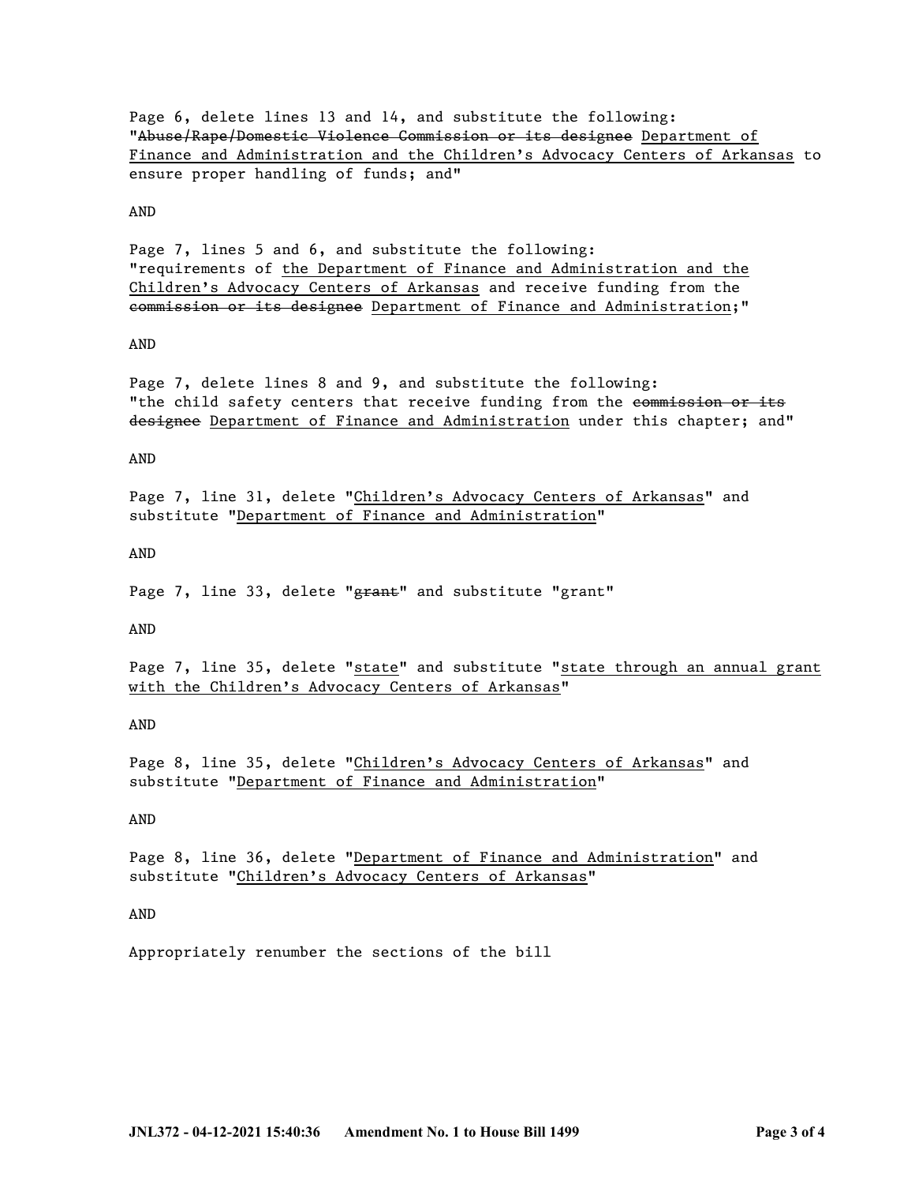Page 6, delete lines 13 and 14, and substitute the following:
"~~Abuse/Rape/Domestic Violence Commission or its designee~~ <u>Department of Finance and Administration and the Children's Advocacy Centers of Arkansas</u> to ensure proper handling of funds; and"

AND

Page 7, lines 5 and 6, and substitute the following:
"requirements of <u>the Department of Finance and Administration and the Children's Advocacy Centers of Arkansas</u> and receive funding from the ~~commission or its designee~~ <u>Department of Finance and Administration</u>;"

AND

Page 7, delete lines 8 and 9, and substitute the following:
"the child safety centers that receive funding from the ~~commission or its designee~~ <u>Department of Finance and Administration</u> under this chapter; and"

AND

Page 7, line 31, delete "<u>Children's Advocacy Centers of Arkansas</u>" and substitute "<u>Department of Finance and Administration</u>"

AND

Page 7, line 33, delete "~~grant~~" and substitute "grant"

AND

Page 7, line 35, delete "<u>state</u>" and substitute "<u>state through an annual grant with the Children's Advocacy Centers of Arkansas</u>"

AND

Page 8, line 35, delete "<u>Children's Advocacy Centers of Arkansas</u>" and substitute "<u>Department of Finance and Administration</u>"

AND

Page 8, line 36, delete "<u>Department of Finance and Administration</u>" and substitute "<u>Children's Advocacy Centers of Arkansas</u>"

AND

Appropriately renumber the sections of the bill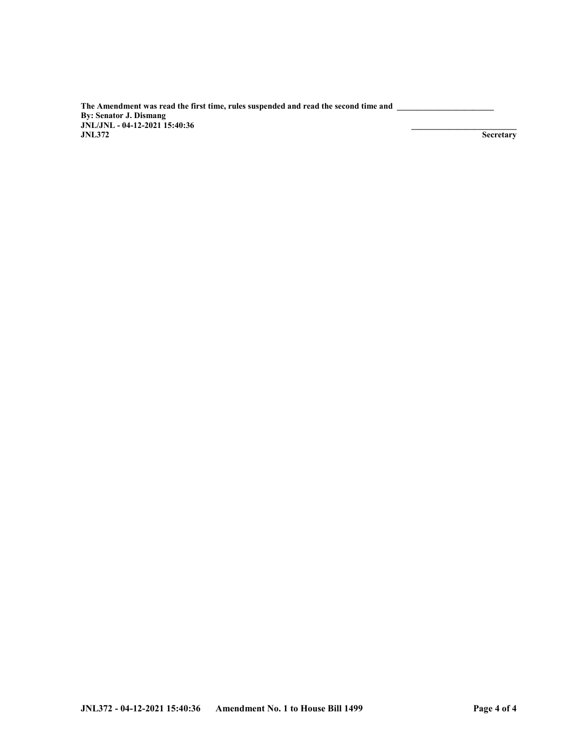**The Amendment was read the first time, rules suspended and read the second time and \_\_\_\_\_\_\_\_\_\_\_\_\_\_\_\_\_\_\_\_\_\_**
**By: Senator J. Dismang**
**JNL/JNL - 04-12-2021 15:40:36**
**JNL372**

**\_\_\_\_\_\_\_\_\_\_\_\_\_\_\_\_\_\_\_\_\_\_\_\_**
**Secretary**